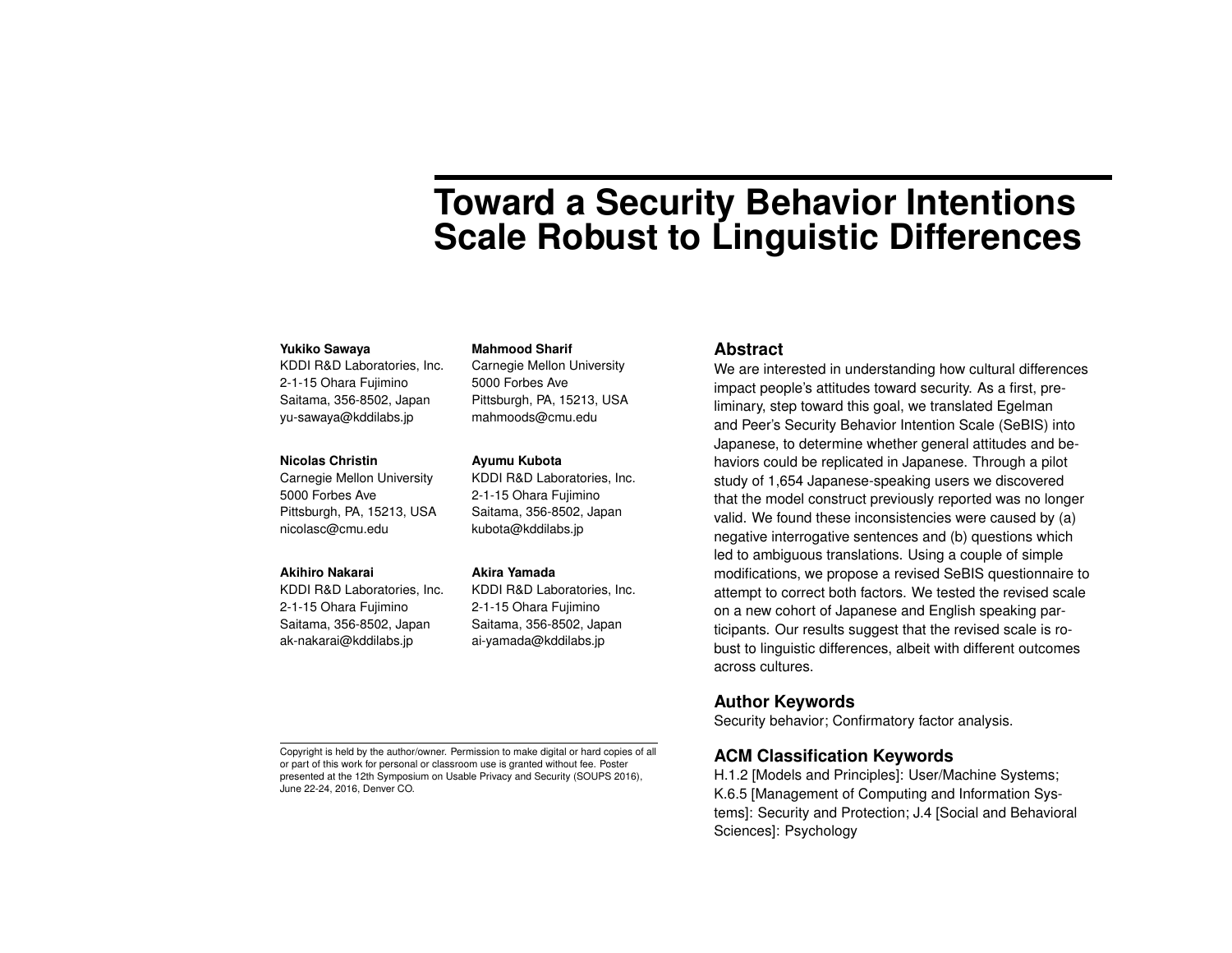# Toward a Security Behavior Intentions Scale Robust to Linguistic Differences

**Yukiko Sawaya**
KDDI R&D Laboratories, Inc.
2-1-15 Ohara Fujimino
Saitama, 356-8502, Japan
yu-sawaya@kddilabs.jp

**Mahmood Sharif**
Carnegie Mellon University
5000 Forbes Ave
Pittsburgh, PA, 15213, USA
mahmoods@cmu.edu

**Nicolas Christin**
Carnegie Mellon University
5000 Forbes Ave
Pittsburgh, PA, 15213, USA
nicolasc@cmu.edu

**Ayumu Kubota**
KDDI R&D Laboratories, Inc.
2-1-15 Ohara Fujimino
Saitama, 356-8502, Japan
kubota@kddilabs.jp

**Akihiro Nakarai**
KDDI R&D Laboratories, Inc.
2-1-15 Ohara Fujimino
Saitama, 356-8502, Japan
ak-nakarai@kddilabs.jp

**Akira Yamada**
KDDI R&D Laboratories, Inc.
2-1-15 Ohara Fujimino
Saitama, 356-8502, Japan
ai-yamada@kddilabs.jp

Copyright is held by the author/owner. Permission to make digital or hard copies of all or part of this work for personal or classroom use is granted without fee. Poster presented at the 12th Symposium on Usable Privacy and Security (SOUPS 2016), June 22-24, 2016, Denver CO.

## Abstract

We are interested in understanding how cultural differences impact people's attitudes toward security. As a first, preliminary, step toward this goal, we translated Egelman and Peer's Security Behavior Intention Scale (SeBIS) into Japanese, to determine whether general attitudes and behaviors could be replicated in Japanese. Through a pilot study of 1,654 Japanese-speaking users we discovered that the model construct previously reported was no longer valid. We found these inconsistencies were caused by (a) negative interrogative sentences and (b) questions which led to ambiguous translations. Using a couple of simple modifications, we propose a revised SeBIS questionnaire to attempt to correct both factors. We tested the revised scale on a new cohort of Japanese and English speaking participants. Our results suggest that the revised scale is robust to linguistic differences, albeit with different outcomes across cultures.

## Author Keywords

Security behavior; Confirmatory factor analysis.

## ACM Classification Keywords

H.1.2 [Models and Principles]: User/Machine Systems; K.6.5 [Management of Computing and Information Systems]: Security and Protection; J.4 [Social and Behavioral Sciences]: Psychology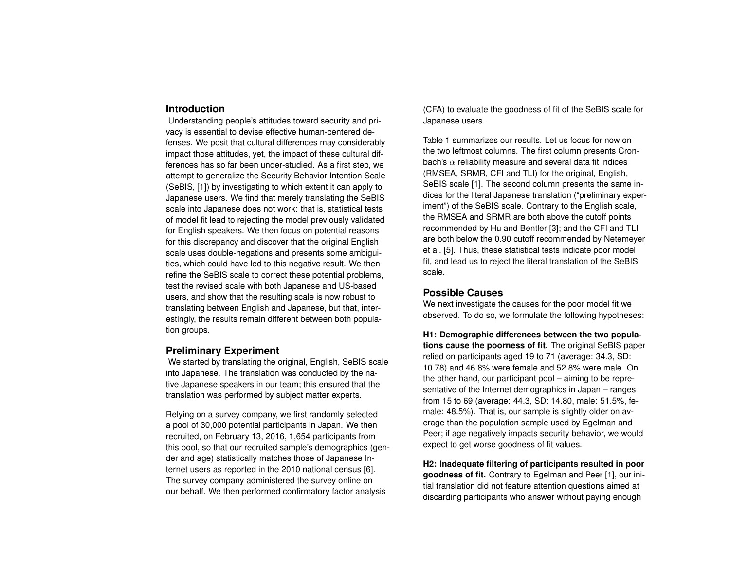## Introduction

Understanding people's attitudes toward security and privacy is essential to devise effective human-centered defenses. We posit that cultural differences may considerably impact those attitudes, yet, the impact of these cultural differences has so far been under-studied. As a first step, we attempt to generalize the Security Behavior Intention Scale (SeBIS, [1]) by investigating to which extent it can apply to Japanese users. We find that merely translating the SeBIS scale into Japanese does not work: that is, statistical tests of model fit lead to rejecting the model previously validated for English speakers. We then focus on potential reasons for this discrepancy and discover that the original English scale uses double-negations and presents some ambiguities, which could have led to this negative result. We then refine the SeBIS scale to correct these potential problems, test the revised scale with both Japanese and US-based users, and show that the resulting scale is now robust to translating between English and Japanese, but that, interestingly, the results remain different between both population groups.

## Preliminary Experiment

We started by translating the original, English, SeBIS scale into Japanese. The translation was conducted by the native Japanese speakers in our team; this ensured that the translation was performed by subject matter experts.

Relying on a survey company, we first randomly selected a pool of 30,000 potential participants in Japan. We then recruited, on February 13, 2016, 1,654 participants from this pool, so that our recruited sample's demographics (gender and age) statistically matches those of Japanese Internet users as reported in the 2010 national census [6]. The survey company administered the survey online on our behalf. We then performed confirmatory factor analysis (CFA) to evaluate the goodness of fit of the SeBIS scale for Japanese users.

Table 1 summarizes our results. Let us focus for now on the two leftmost columns. The first column presents Cronbach's $\alpha$ reliability measure and several data fit indices (RMSEA, SRMR, CFI and TLI) for the original, English, SeBIS scale [1]. The second column presents the same indices for the literal Japanese translation ("preliminary experiment") of the SeBIS scale. Contrary to the English scale, the RMSEA and SRMR are both above the cutoff points recommended by Hu and Bentler [3]; and the CFI and TLI are both below the 0.90 cutoff recommended by Netemeyer et al. [5]. Thus, these statistical tests indicate poor model fit, and lead us to reject the literal translation of the SeBIS scale.

## Possible Causes

We next investigate the causes for the poor model fit we observed. To do so, we formulate the following hypotheses:

**H1: Demographic differences between the two populations cause the poorness of fit.** The original SeBIS paper relied on participants aged 19 to 71 (average: 34.3, SD: 10.78) and 46.8% were female and 52.8% were male. On the other hand, our participant pool – aiming to be representative of the Internet demographics in Japan – ranges from 15 to 69 (average: 44.3, SD: 14.80, male: 51.5%, female: 48.5%). That is, our sample is slightly older on average than the population sample used by Egelman and Peer; if age negatively impacts security behavior, we would expect to get worse goodness of fit values.

**H2: Inadequate filtering of participants resulted in poor goodness of fit.** Contrary to Egelman and Peer [1], our initial translation did not feature attention questions aimed at discarding participants who answer without paying enough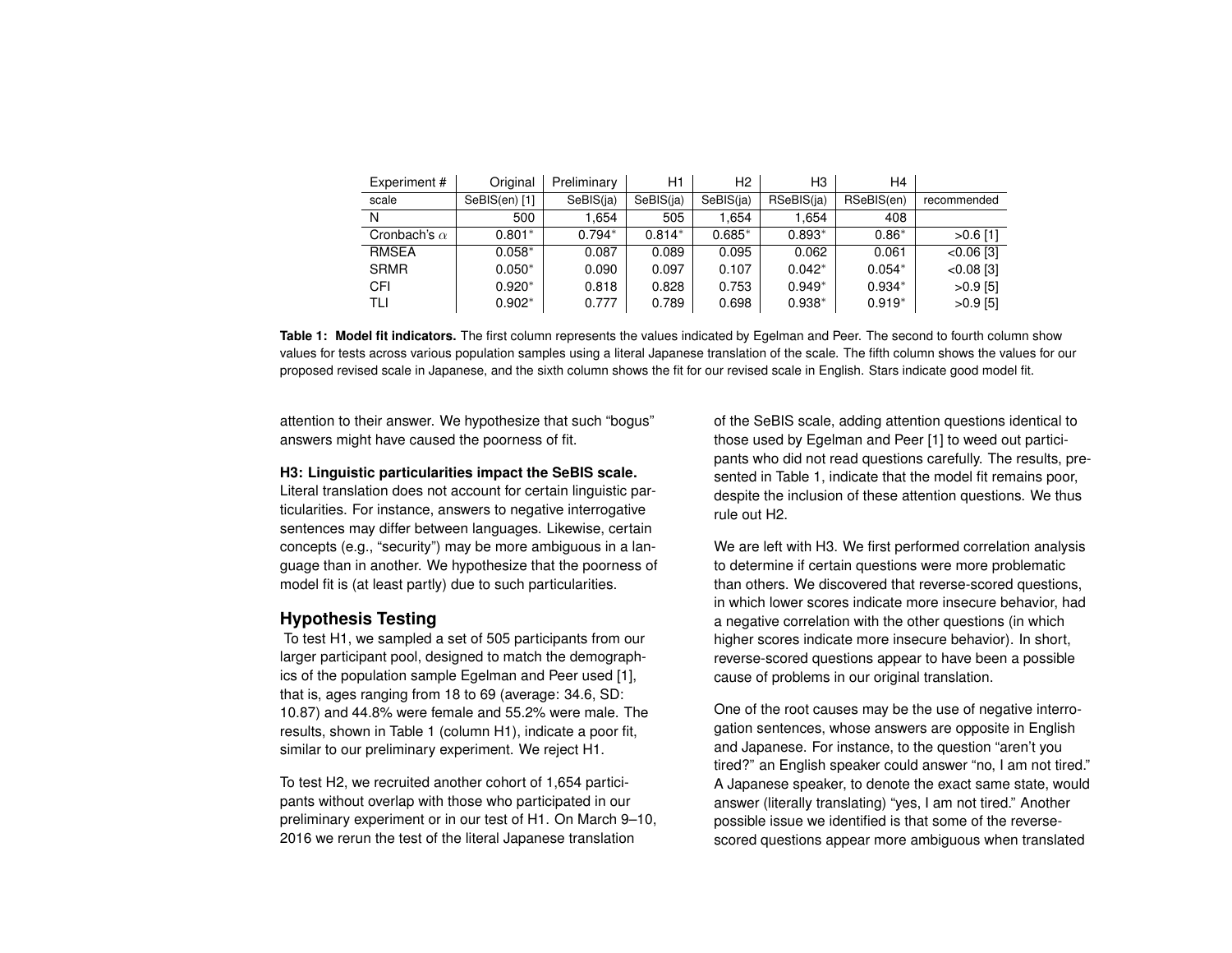| Experiment # | Original | Preliminary | H1 | H2 | H3 | H4 | |
|---|---|---|---|---|---|---|---|
| scale | SeBIS(en) [1] | SeBIS(ja) | SeBIS(ja) | SeBIS(ja) | RSeBIS(ja) | RSeBIS(en) | recommended |
| N | 500 | 1,654 | 505 | 1,654 | 1,654 | 408 | |
| Cronbach's $\alpha$ | 0.801* | 0.794* | 0.814* | 0.685* | 0.893* | 0.86* | >0.6 [1] |
| RMSEA | 0.058* | 0.087 | 0.089 | 0.095 | 0.062 | 0.061 | <0.06 [3] |
| SRMR | 0.050* | 0.090 | 0.097 | 0.107 | 0.042* | 0.054* | <0.08 [3] |
| CFI | 0.920* | 0.818 | 0.828 | 0.753 | 0.949* | 0.934* | >0.9 [5] |
| TLI | 0.902* | 0.777 | 0.789 | 0.698 | 0.938* | 0.919* | >0.9 [5] |

**Table 1: Model fit indicators.** The first column represents the values indicated by Egelman and Peer. The second to fourth column show values for tests across various population samples using a literal Japanese translation of the scale. The fifth column shows the values for our proposed revised scale in Japanese, and the sixth column shows the fit for our revised scale in English. Stars indicate good model fit.

attention to their answer. We hypothesize that such "bogus" answers might have caused the poorness of fit.

**H3: Linguistic particularities impact the SeBIS scale.** Literal translation does not account for certain linguistic particularities. For instance, answers to negative interrogative sentences may differ between languages. Likewise, certain concepts (e.g., "security") may be more ambiguous in a language than in another. We hypothesize that the poorness of model fit is (at least partly) due to such particularities.

## Hypothesis Testing

To test H1, we sampled a set of 505 participants from our larger participant pool, designed to match the demographics of the population sample Egelman and Peer used [1], that is, ages ranging from 18 to 69 (average: 34.6, SD: 10.87) and 44.8% were female and 55.2% were male. The results, shown in Table 1 (column H1), indicate a poor fit, similar to our preliminary experiment. We reject H1.

To test H2, we recruited another cohort of 1,654 participants without overlap with those who participated in our preliminary experiment or in our test of H1. On March 9–10, 2016 we rerun the test of the literal Japanese translation of the SeBIS scale, adding attention questions identical to those used by Egelman and Peer [1] to weed out participants who did not read questions carefully. The results, presented in Table 1, indicate that the model fit remains poor, despite the inclusion of these attention questions. We thus rule out H2.

We are left with H3. We first performed correlation analysis to determine if certain questions were more problematic than others. We discovered that reverse-scored questions, in which lower scores indicate more insecure behavior, had a negative correlation with the other questions (in which higher scores indicate more insecure behavior). In short, reverse-scored questions appear to have been a possible cause of problems in our original translation.

One of the root causes may be the use of negative interrogation sentences, whose answers are opposite in English and Japanese. For instance, to the question "aren't you tired?" an English speaker could answer "no, I am not tired." A Japanese speaker, to denote the exact same state, would answer (literally translating) "yes, I am not tired." Another possible issue we identified is that some of the reverse-scored questions appear more ambiguous when translated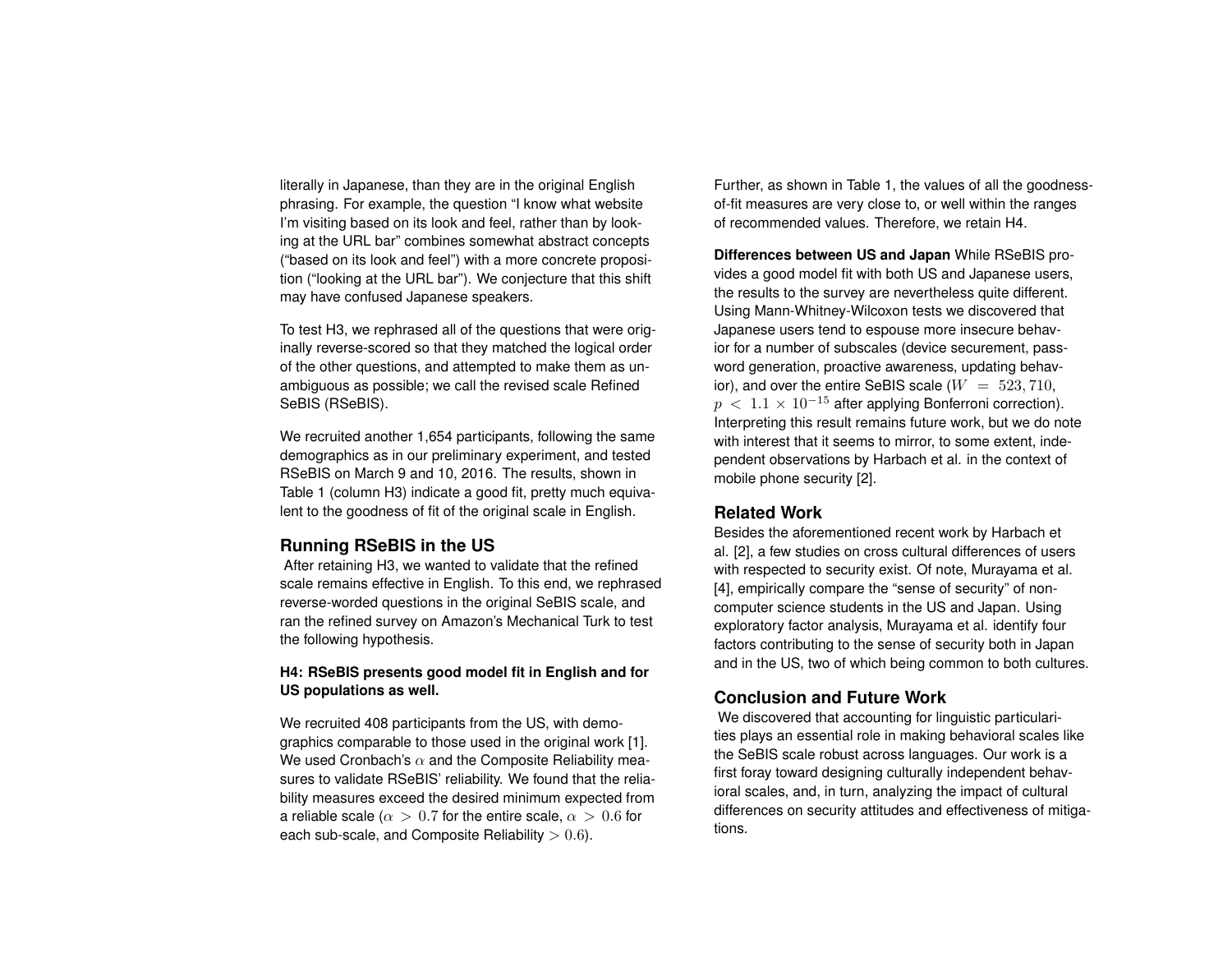literally in Japanese, than they are in the original English phrasing. For example, the question "I know what website I'm visiting based on its look and feel, rather than by looking at the URL bar" combines somewhat abstract concepts ("based on its look and feel") with a more concrete proposition ("looking at the URL bar"). We conjecture that this shift may have confused Japanese speakers.

To test H3, we rephrased all of the questions that were originally reverse-scored so that they matched the logical order of the other questions, and attempted to make them as unambiguous as possible; we call the revised scale Refined SeBIS (RSeBIS).

We recruited another 1,654 participants, following the same demographics as in our preliminary experiment, and tested RSeBIS on March 9 and 10, 2016. The results, shown in Table 1 (column H3) indicate a good fit, pretty much equivalent to the goodness of fit of the original scale in English.

## Running RSeBIS in the US

After retaining H3, we wanted to validate that the refined scale remains effective in English. To this end, we rephrased reverse-worded questions in the original SeBIS scale, and ran the refined survey on Amazon's Mechanical Turk to test the following hypothesis.

**H4: RSeBIS presents good model fit in English and for US populations as well.**

We recruited 408 participants from the US, with demographics comparable to those used in the original work [1]. We used Cronbach's $\alpha$ and the Composite Reliability measures to validate RSeBIS' reliability. We found that the reliability measures exceed the desired minimum expected from a reliable scale ($\alpha > 0.7$ for the entire scale, $\alpha > 0.6$ for each sub-scale, and Composite Reliability $> 0.6$).

Further, as shown in Table 1, the values of all the goodness-of-fit measures are very close to, or well within the ranges of recommended values. Therefore, we retain H4.

**Differences between US and Japan** While RSeBIS provides a good model fit with both US and Japanese users, the results to the survey are nevertheless quite different. Using Mann-Whitney-Wilcoxon tests we discovered that Japanese users tend to espouse more insecure behavior for a number of subscales (device securement, password generation, proactive awareness, updating behavior), and over the entire SeBIS scale ($W = 523,710$, $p < 1.1 \times 10^{-15}$ after applying Bonferroni correction). Interpreting this result remains future work, but we do note with interest that it seems to mirror, to some extent, independent observations by Harbach et al. in the context of mobile phone security [2].

## Related Work

Besides the aforementioned recent work by Harbach et al. [2], a few studies on cross cultural differences of users with respected to security exist. Of note, Murayama et al. [4], empirically compare the "sense of security" of non-computer science students in the US and Japan. Using exploratory factor analysis, Murayama et al. identify four factors contributing to the sense of security both in Japan and in the US, two of which being common to both cultures.

## Conclusion and Future Work

We discovered that accounting for linguistic particularities plays an essential role in making behavioral scales like the SeBIS scale robust across languages. Our work is a first foray toward designing culturally independent behavioral scales, and, in turn, analyzing the impact of cultural differences on security attitudes and effectiveness of mitigations.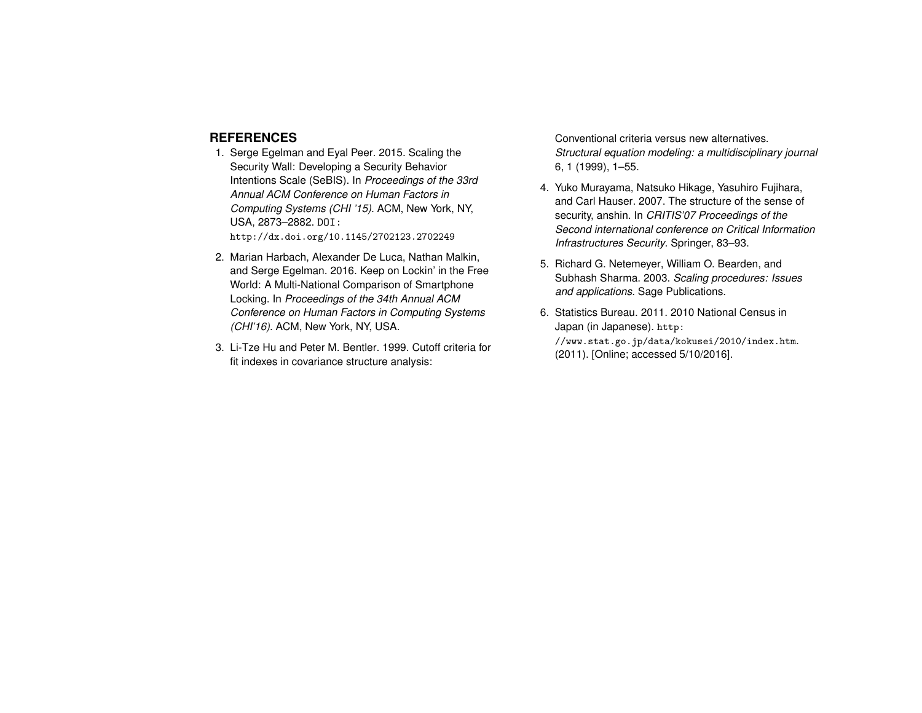## REFERENCES

1. Serge Egelman and Eyal Peer. 2015. Scaling the Security Wall: Developing a Security Behavior Intentions Scale (SeBIS). In *Proceedings of the 33rd Annual ACM Conference on Human Factors in Computing Systems (CHI '15)*. ACM, New York, NY, USA, 2873–2882. DOI: http://dx.doi.org/10.1145/2702123.2702249
2. Marian Harbach, Alexander De Luca, Nathan Malkin, and Serge Egelman. 2016. Keep on Lockin' in the Free World: A Multi-National Comparison of Smartphone Locking. In *Proceedings of the 34th Annual ACM Conference on Human Factors in Computing Systems (CHI'16)*. ACM, New York, NY, USA.
3. Li-Tze Hu and Peter M. Bentler. 1999. Cutoff criteria for fit indexes in covariance structure analysis: Conventional criteria versus new alternatives. *Structural equation modeling: a multidisciplinary journal* 6, 1 (1999), 1–55.
4. Yuko Murayama, Natsuko Hikage, Yasuhiro Fujihara, and Carl Hauser. 2007. The structure of the sense of security, anshin. In *CRITIS'07 Proceedings of the Second international conference on Critical Information Infrastructures Security*. Springer, 83–93.
5. Richard G. Netemeyer, William O. Bearden, and Subhash Sharma. 2003. *Scaling procedures: Issues and applications*. Sage Publications.
6. Statistics Bureau. 2011. 2010 National Census in Japan (in Japanese). http://www.stat.go.jp/data/kokusei/2010/index.htm. (2011). [Online; accessed 5/10/2016].